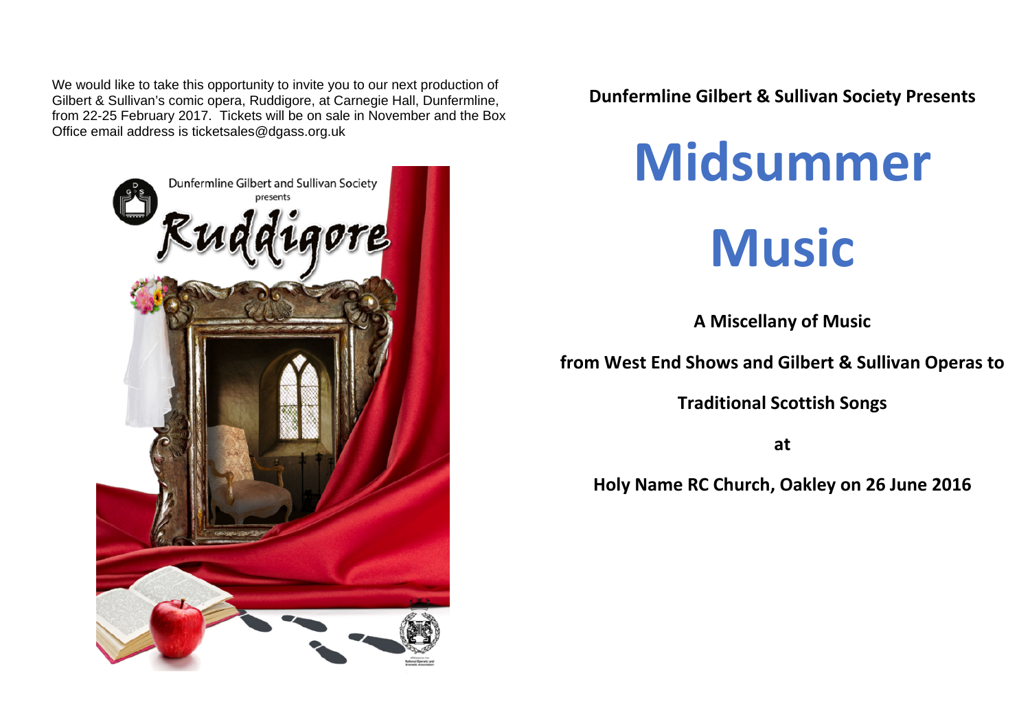We would like to take this opportunity to invite you to our next production of Gilbert & Sullivan's comic opera, Ruddigore, at Carnegie Hall, Dunfermline, from 22-25 February 2017. Tickets will be on sale in November and the Box Office email address is ticketsales@dgass.org.uk

Dunfermline Gilbert and Sullivan Society

presents

Ruddigore

**Dunfermline Gilbert & Sullivan Society Presents**

# Midsummer

# Music

**A Miscellany of Music**

**from West End Shows and Gilbert & Sullivan Operas to**

**Traditional Scottish Songs**

**at**

**Holy Name RC Church, Oakley on 26 June 2016**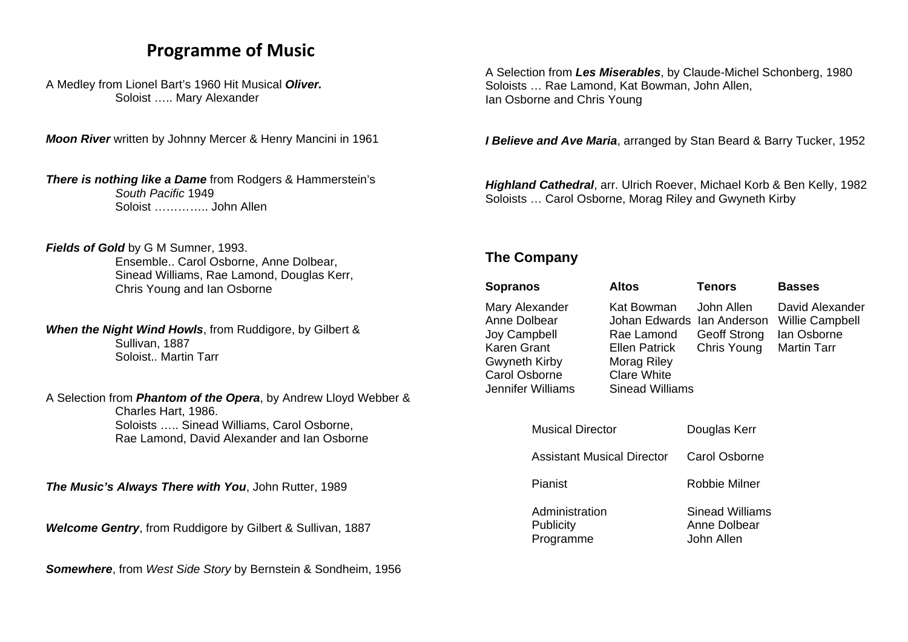## Programme of Music

A Medley from Lionel Bart's 1960 Hit Musical ***Oliver.***
Soloist ….. Mary Alexander

***Moon River*** written by Johnny Mercer & Henry Mancini in 1961

***There is nothing like a Dame*** from Rodgers & Hammerstein's *South Pacific* 1949
Soloist ………….. John Allen

***Fields of Gold*** by G M Sumner, 1993.
Ensemble.. Carol Osborne, Anne Dolbear, Sinead Williams, Rae Lamond, Douglas Kerr, Chris Young and Ian Osborne

***When the Night Wind Howls***, from Ruddigore, by Gilbert & Sullivan, 1887
Soloist.. Martin Tarr

A Selection from ***Phantom of the Opera***, by Andrew Lloyd Webber & Charles Hart, 1986.
Soloists ….. Sinead Williams, Carol Osborne, Rae Lamond, David Alexander and Ian Osborne

***The Music's Always There with You***, John Rutter, 1989

***Welcome Gentry***, from Ruddigore by Gilbert & Sullivan, 1887

***Somewhere***, from *West Side Story* by Bernstein & Sondheim, 1956

A Selection from ***Les Miserables***, by Claude-Michel Schonberg, 1980
Soloists … Rae Lamond, Kat Bowman, John Allen, Ian Osborne and Chris Young

***I Believe and Ave Maria***, arranged by Stan Beard & Barry Tucker, 1952

***Highland Cathedral***, arr. Ulrich Roever, Michael Korb & Ben Kelly, 1982
Soloists … Carol Osborne, Morag Riley and Gwyneth Kirby

### The Company

| **Sopranos** | **Altos** | **Tenors** | **Basses** |
|---|---|---|---|
| Mary Alexander | Kat Bowman | John Allen | David Alexander |
| Anne Dolbear | Johan Edwards | Ian Anderson | Willie Campbell |
| Joy Campbell | Rae Lamond | Geoff Strong | Ian Osborne |
| Karen Grant | Ellen Patrick | Chris Young | Martin Tarr |
| Gwyneth Kirby | Morag Riley | | |
| Carol Osborne | Clare White | | |
| Jennifer Williams | Sinead Williams | | |

| | |
|---|---|
| Musical Director | Douglas Kerr |
| Assistant Musical Director | Carol Osborne |
| Pianist | Robbie Milner |
| Administration | Sinead Williams |
| Publicity | Anne Dolbear |
| Programme | John Allen |